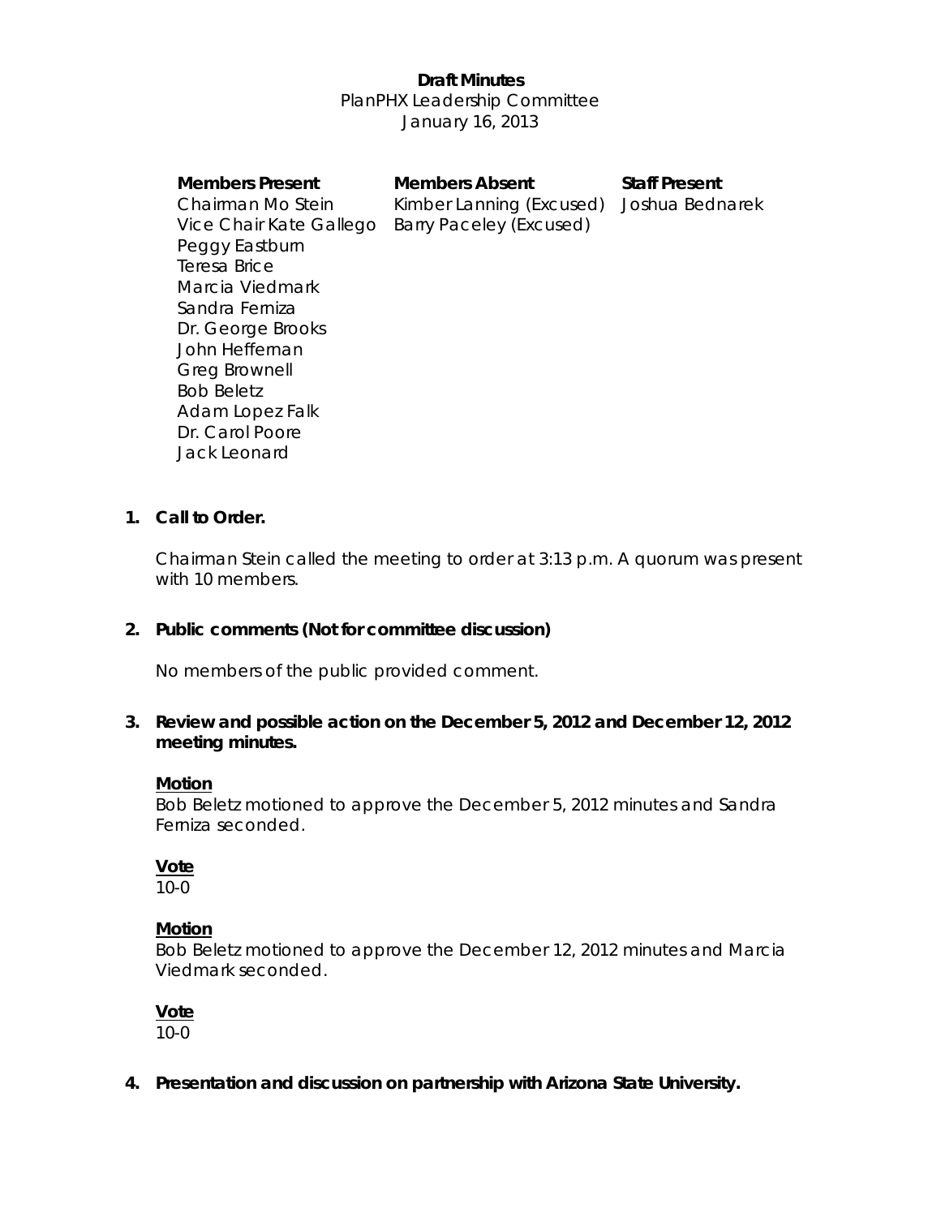**Draft Minutes**
PlanPHX Leadership Committee
January 16, 2013

| Members Present | Members Absent | Staff Present |
| --- | --- | --- |
| Chairman Mo Stein | Kimber Lanning (Excused) | Joshua Bednarek |
| Vice Chair Kate Gallego | Barry Paceley (Excused) | |
| Peggy Eastburn | | |
| Teresa Brice | | |
| Marcia Viedmark | | |
| Sandra Ferniza | | |
| Dr. George Brooks | | |
| John Heffernan | | |
| Greg Brownell | | |
| Bob Beletz | | |
| Adam Lopez Falk | | |
| Dr. Carol Poore | | |
| Jack Leonard | | |

1. **Call to Order.**

   Chairman Stein called the meeting to order at 3:13 p.m. A quorum was present with 10 members.

2. **Public comments (Not for committee discussion)**

   No members of the public provided comment.

3. **Review and possible action on the December 5, 2012 and December 12, 2012 meeting minutes.**

   **Motion**
   Bob Beletz motioned to approve the December 5, 2012 minutes and Sandra Ferniza seconded.

   **Vote**
   10-0

   **Motion**
   Bob Beletz motioned to approve the December 12, 2012 minutes and Marcia Viedmark seconded.

   **Vote**
   10-0

4. **Presentation and discussion on partnership with Arizona State University.**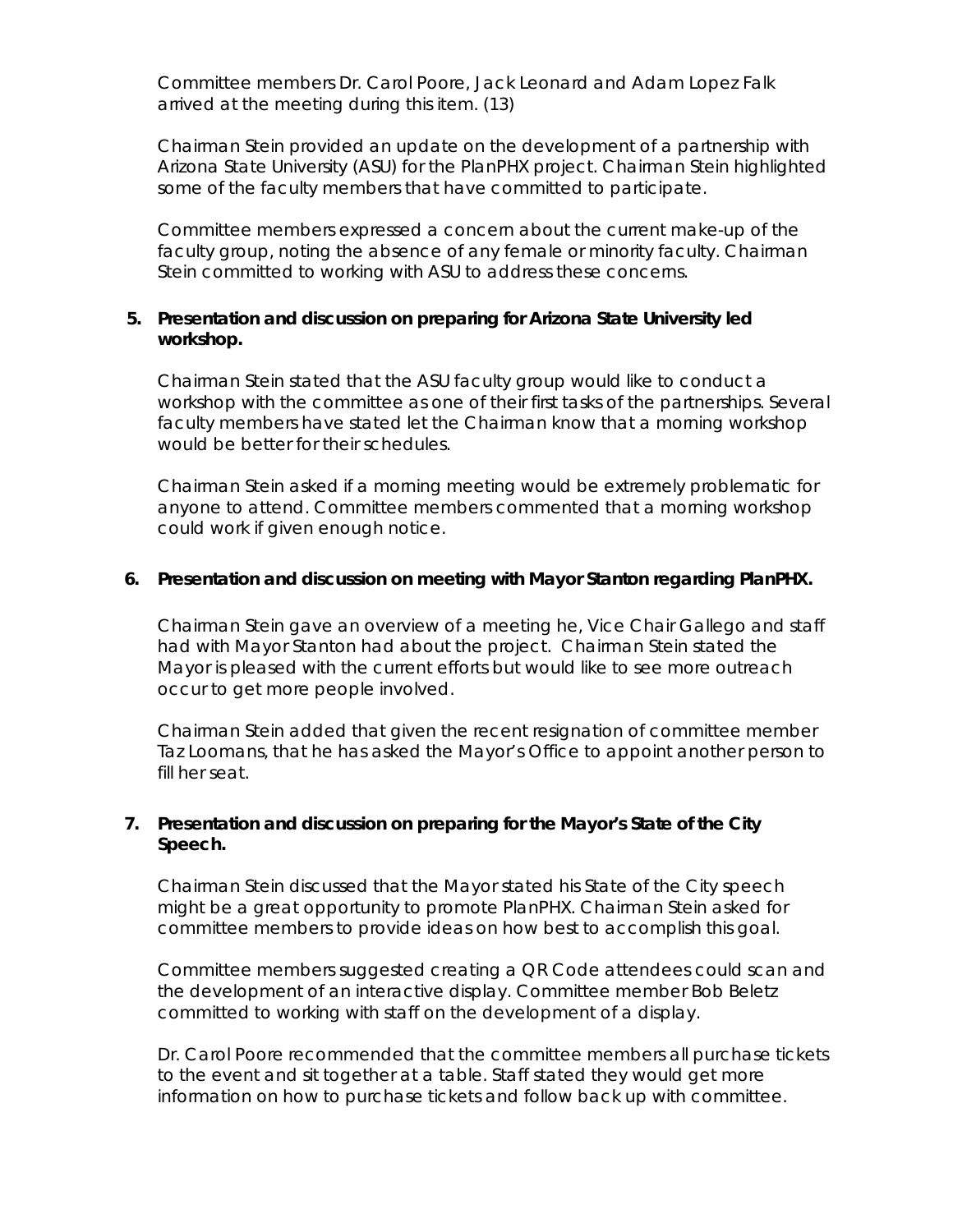Committee members Dr. Carol Poore, Jack Leonard and Adam Lopez Falk arrived at the meeting during this item. (13)

Chairman Stein provided an update on the development of a partnership with Arizona State University (ASU) for the PlanPHX project. Chairman Stein highlighted some of the faculty members that have committed to participate.

Committee members expressed a concern about the current make-up of the faculty group, noting the absence of any female or minority faculty. Chairman Stein committed to working with ASU to address these concerns.

**5. Presentation and discussion on preparing for Arizona State University led workshop.**

Chairman Stein stated that the ASU faculty group would like to conduct a workshop with the committee as one of their first tasks of the partnerships. Several faculty members have stated let the Chairman know that a morning workshop would be better for their schedules.

Chairman Stein asked if a morning meeting would be extremely problematic for anyone to attend. Committee members commented that a morning workshop could work if given enough notice.

**6. Presentation and discussion on meeting with Mayor Stanton regarding PlanPHX.**

Chairman Stein gave an overview of a meeting he, Vice Chair Gallego and staff had with Mayor Stanton had about the project. Chairman Stein stated the Mayor is pleased with the current efforts but would like to see more outreach occur to get more people involved.

Chairman Stein added that given the recent resignation of committee member Taz Loomans, that he has asked the Mayor's Office to appoint another person to fill her seat.

**7. Presentation and discussion on preparing for the Mayor's State of the City Speech.**

Chairman Stein discussed that the Mayor stated his State of the City speech might be a great opportunity to promote PlanPHX. Chairman Stein asked for committee members to provide ideas on how best to accomplish this goal.

Committee members suggested creating a QR Code attendees could scan and the development of an interactive display. Committee member Bob Beletz committed to working with staff on the development of a display.

Dr. Carol Poore recommended that the committee members all purchase tickets to the event and sit together at a table. Staff stated they would get more information on how to purchase tickets and follow back up with committee.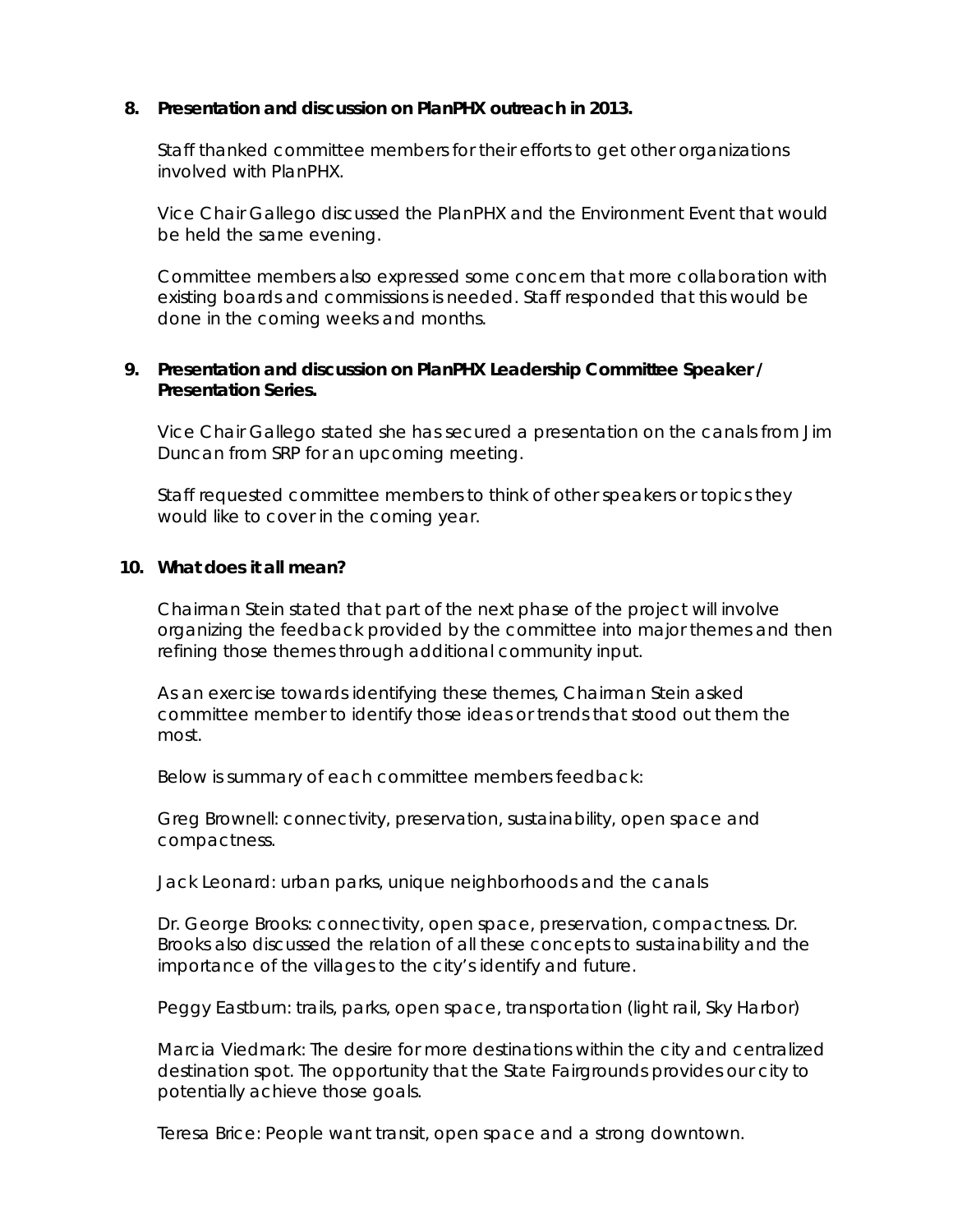8. **Presentation and discussion on PlanPHX outreach in 2013.**

   Staff thanked committee members for their efforts to get other organizations involved with PlanPHX.

   Vice Chair Gallego discussed the PlanPHX and the Environment Event that would be held the same evening.

   Committee members also expressed some concern that more collaboration with existing boards and commissions is needed. Staff responded that this would be done in the coming weeks and months.

9. **Presentation and discussion on PlanPHX Leadership Committee Speaker / Presentation Series.**

   Vice Chair Gallego stated she has secured a presentation on the canals from Jim Duncan from SRP for an upcoming meeting.

   Staff requested committee members to think of other speakers or topics they would like to cover in the coming year.

10. **What does it all mean?**

    Chairman Stein stated that part of the next phase of the project will involve organizing the feedback provided by the committee into major themes and then refining those themes through additional community input.

    As an exercise towards identifying these themes, Chairman Stein asked committee member to identify those ideas or trends that stood out them the most.

    Below is summary of each committee members feedback:

    Greg Brownell: connectivity, preservation, sustainability, open space and compactness.

    Jack Leonard: urban parks, unique neighborhoods and the canals

    Dr. George Brooks: connectivity, open space, preservation, compactness. Dr. Brooks also discussed the relation of all these concepts to sustainability and the importance of the villages to the city's identify and future.

    Peggy Eastburn: trails, parks, open space, transportation (light rail, Sky Harbor)

    Marcia Viedmark: The desire for more destinations within the city and centralized destination spot. The opportunity that the State Fairgrounds provides our city to potentially achieve those goals.

    Teresa Brice: People want transit, open space and a strong downtown.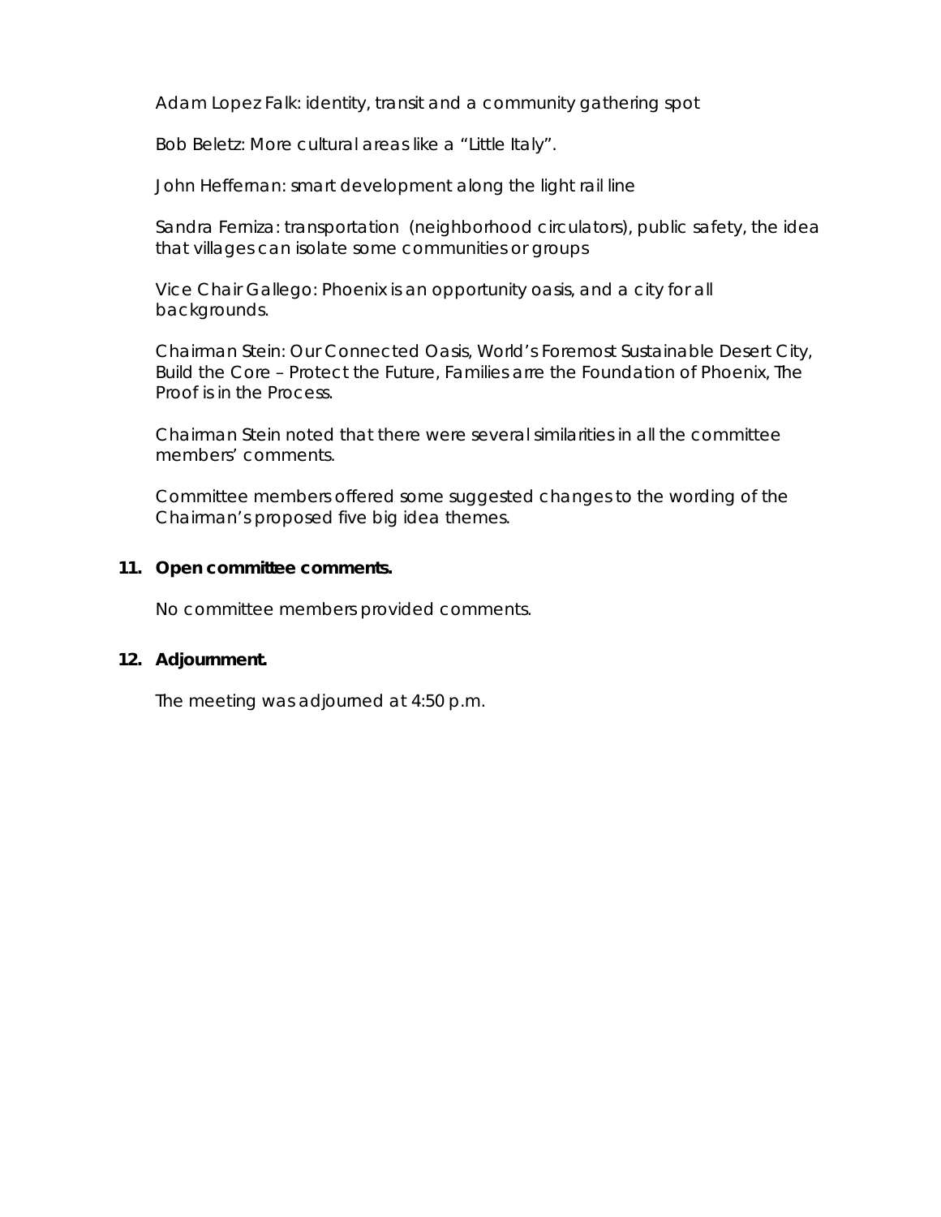Adam Lopez Falk: identity, transit and a community gathering spot

Bob Beletz: More cultural areas like a "Little Italy".

John Heffernan: smart development along the light rail line

Sandra Ferniza: transportation (neighborhood circulators), public safety, the idea that villages can isolate some communities or groups

Vice Chair Gallego: Phoenix is an opportunity oasis, and a city for all backgrounds.

Chairman Stein: Our Connected Oasis, World's Foremost Sustainable Desert City, Build the Core – Protect the Future, Families arre the Foundation of Phoenix, The Proof is in the Process.

Chairman Stein noted that there were several similarities in all the committee members' comments.

Committee members offered some suggested changes to the wording of the Chairman's proposed five big idea themes.

**11. Open committee comments.**

No committee members provided comments.

**12. Adjournment.**

The meeting was adjourned at 4:50 p.m.